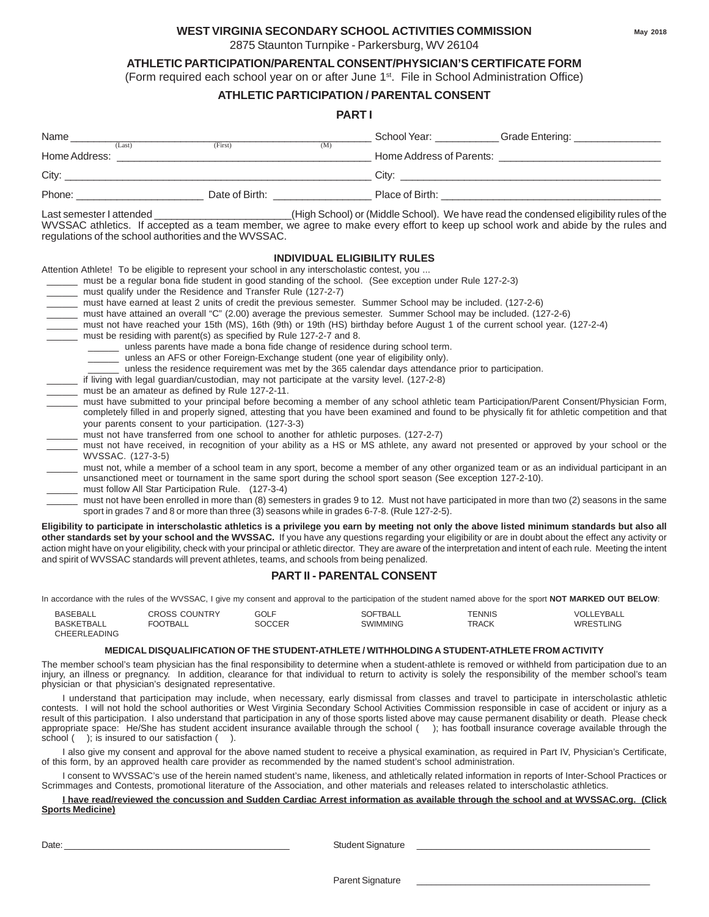**WEST VIRGINIA SECONDARY SCHOOL ACTIVITIES COMMISSION** May 2018

2875 Staunton Turnpike - Parkersburg, WV 26104

## ATHLETIC PARTICIPATION/PARENTAL CONSENT/PHYSICIAN'S CERTIFICATE FORM

(Form required each school year on or after June 1st. File in School Administration Office)

### ATHLETIC PARTICIPATION / PARENTAL CONSENT

### PART I

Name ______________________________________________ School Year: ___________ Grade Entering: _______________
(Last) (First) (M)

Home Address: ___________________________________________ Home Address of Parents: ___________________________

City: ___________________________________________________ City: _____________________________________________

Phone: ______________________ Date of Birth: _________________ Place of Birth: _____________________________________

Last semester I attended _______________________(High School) or (Middle School). We have read the condensed eligibility rules of the WVSSAC athletics. If accepted as a team member, we agree to make every effort to keep up school work and abide by the rules and regulations of the school authorities and the WVSSAC.

### INDIVIDUAL ELIGIBILITY RULES

Attention Athlete! To be eligible to represent your school in any interscholastic contest, you ...

- ______ must be a regular bona fide student in good standing of the school. (See exception under Rule 127-2-3)
- ______ must qualify under the Residence and Transfer Rule (127-2-7)
- ______ must have earned at least 2 units of credit the previous semester. Summer School may be included. (127-2-6)
- ______ must have attained an overall "C" (2.00) average the previous semester. Summer School may be included. (127-2-6)
- ______ must not have reached your 15th (MS), 16th (9th) or 19th (HS) birthday before August 1 of the current school year. (127-2-4)
- ______ must be residing with parent(s) as specified by Rule 127-2-7 and 8.
  - ______ unless parents have made a bona fide change of residence during school term.
  - ______ unless an AFS or other Foreign-Exchange student (one year of eligibility only).
  - ______ unless the residence requirement was met by the 365 calendar days attendance prior to participation.
- ______ if living with legal guardian/custodian, may not participate at the varsity level. (127-2-8)
- ______ must be an amateur as defined by Rule 127-2-11.
- ______ must have submitted to your principal before becoming a member of any school athletic team Participation/Parent Consent/Physician Form, completely filled in and properly signed, attesting that you have been examined and found to be physically fit for athletic competition and that your parents consent to your participation. (127-3-3)
- ______ must not have transferred from one school to another for athletic purposes. (127-2-7)
- ______ must not have received, in recognition of your ability as a HS or MS athlete, any award not presented or approved by your school or the WVSSAC. (127-3-5)
- ______ must not, while a member of a school team in any sport, become a member of any other organized team or as an individual participant in an unsanctioned meet or tournament in the same sport during the school sport season (See exception 127-2-10).
- ______ must follow All Star Participation Rule. (127-3-4)
- ______ must not have been enrolled in more than (8) semesters in grades 9 to 12. Must not have participated in more than two (2) seasons in the same sport in grades 7 and 8 or more than three (3) seasons while in grades 6-7-8. (Rule 127-2-5).

**Eligibility to participate in interscholastic athletics is a privilege you earn by meeting not only the above listed minimum standards but also all other standards set by your school and the WVSSAC.** If you have any questions regarding your eligibility or are in doubt about the effect any activity or action might have on your eligibility, check with your principal or athletic director. They are aware of the interpretation and intent of each rule. Meeting the intent and spirit of WVSSAC standards will prevent athletes, teams, and schools from being penalized.

### PART II - PARENTAL CONSENT

In accordance with the rules of the WVSSAC, I give my consent and approval to the participation of the student named above for the sport **NOT MARKED OUT BELOW**:

| | | | | | |
|---|---|---|---|---|---|
| BASEBALL | CROSS COUNTRY | GOLF | SOFTBALL | TENNIS | VOLLEYBALL |
| BASKETBALL | FOOTBALL | SOCCER | SWIMMING | TRACK | WRESTLING |
| CHEERLEADING | | | | | |

#### MEDICAL DISQUALIFICATION OF THE STUDENT-ATHLETE / WITHHOLDING A STUDENT-ATHLETE FROM ACTIVITY

The member school's team physician has the final responsibility to determine when a student-athlete is removed or withheld from participation due to an injury, an illness or pregnancy. In addition, clearance for that individual to return to activity is solely the responsibility of the member school's team physician or that physician's designated representative.

I understand that participation may include, when necessary, early dismissal from classes and travel to participate in interscholastic athletic contests. I will not hold the school authorities or West Virginia Secondary School Activities Commission responsible in case of accident or injury as a result of this participation. I also understand that participation in any of those sports listed above may cause permanent disability or death. Please check appropriate space: He/She has student accident insurance available through the school ( ); has football insurance coverage available through the school ( ); is insured to our satisfaction ( ).

I also give my consent and approval for the above named student to receive a physical examination, as required in Part IV, Physician's Certificate, of this form, by an approved health care provider as recommended by the named student's school administration.

I consent to WVSSAC's use of the herein named student's name, likeness, and athletically related information in reports of Inter-School Practices or Scrimmages and Contests, promotional literature of the Association, and other materials and releases related to interscholastic athletics.

**I have read/reviewed the concussion and Sudden Cardiac Arrest information as available through the school and at WVSSAC.org. (Click Sports Medicine)**

Date: ___________________________________ Student Signature ___________________________________

Parent Signature ___________________________________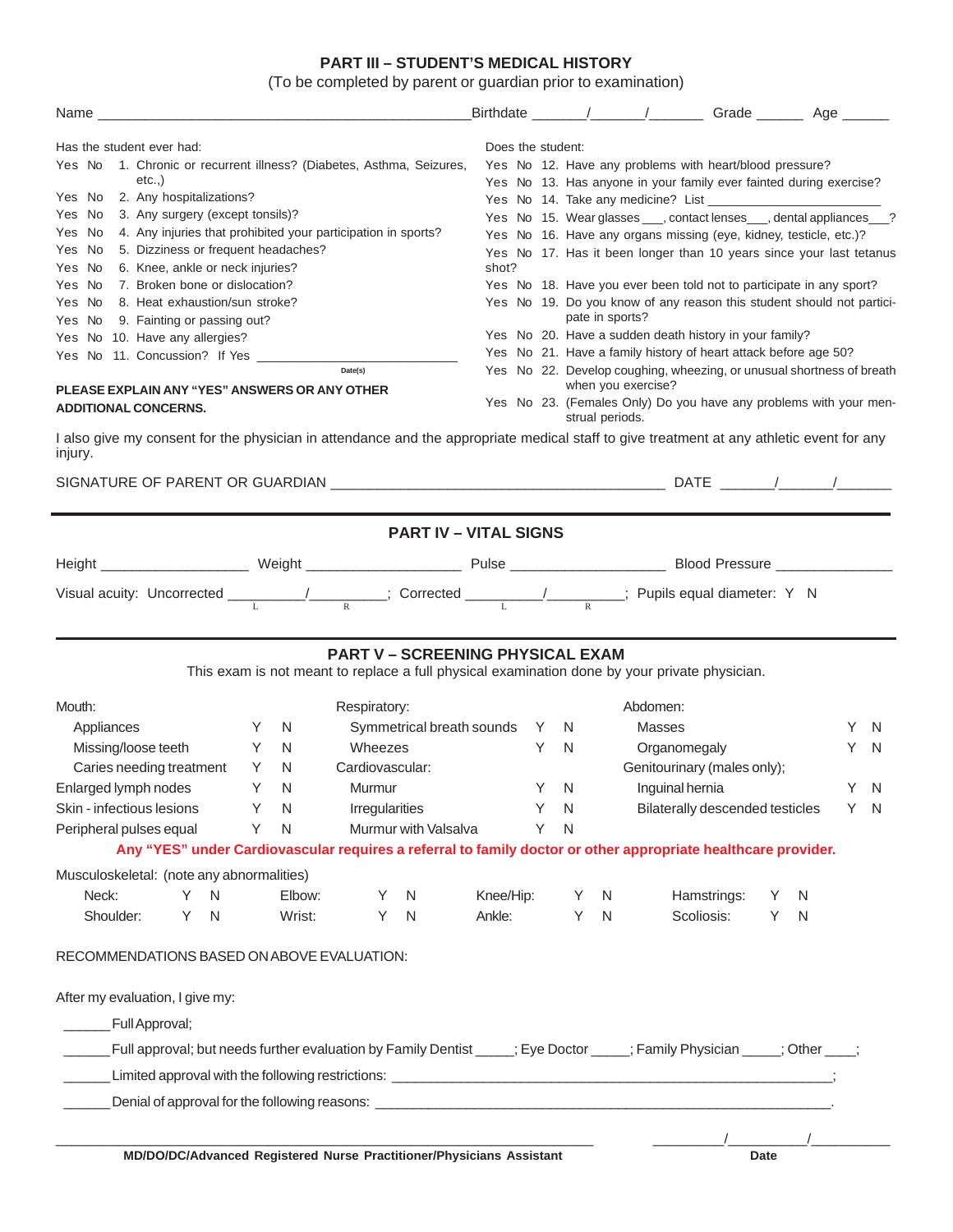## PART III – STUDENT'S MEDICAL HISTORY

(To be completed by parent or guardian prior to examination)

Name _______________________________________________ Birthdate ______/______/______ Grade ______ Age ______

Has the student ever had:

- Yes No 1. Chronic or recurrent illness? (Diabetes, Asthma, Seizures, etc.,)
- Yes No 2. Any hospitalizations?
- Yes No 3. Any surgery (except tonsils)?
- Yes No 4. Any injuries that prohibited your participation in sports?
- Yes No 5. Dizziness or frequent headaches?
- Yes No 6. Knee, ankle or neck injuries?
- Yes No 7. Broken bone or dislocation?
- Yes No 8. Heat exhaustion/sun stroke?
- Yes No 9. Fainting or passing out?
- Yes No 10. Have any allergies?
- Yes No 11. Concussion? If Yes ________________________ Date(s)

**PLEASE EXPLAIN ANY "YES" ANSWERS OR ANY OTHER ADDITIONAL CONCERNS.**

Does the student:

- Yes No 12. Have any problems with heart/blood pressure?
- Yes No 13. Has anyone in your family ever fainted during exercise?
- Yes No 14. Take any medicine? List ________________________
- Yes No 15. Wear glasses ___, contact lenses___, dental appliances___?
- Yes No 16. Have any organs missing (eye, kidney, testicle, etc.)?
- Yes No 17. Has it been longer than 10 years since your last tetanus shot?
- Yes No 18. Have you ever been told not to participate in any sport?
- Yes No 19. Do you know of any reason this student should not participate in sports?
- Yes No 20. Have a sudden death history in your family?
- Yes No 21. Have a family history of heart attack before age 50?
- Yes No 22. Develop coughing, wheezing, or unusual shortness of breath when you exercise?
- Yes No 23. (Females Only) Do you have any problems with your menstrual periods.

I also give my consent for the physician in attendance and the appropriate medical staff to give treatment at any athletic event for any injury.

SIGNATURE OF PARENT OR GUARDIAN ________________________________________ DATE ______/______/______

## PART IV – VITAL SIGNS

Height __________________ Weight ___________________ Pulse ___________________ Blood Pressure _______________

Visual acuity: Uncorrected _________/_________ (L / R); Corrected _________/_________ (L / R); Pupils equal diameter: Y N

## PART V – SCREENING PHYSICAL EXAM

This exam is not meant to replace a full physical examination done by your private physician.

Mouth:
- Appliances Y N
- Missing/loose teeth Y N
- Caries needing treatment Y N

Enlarged lymph nodes Y N

Skin - infectious lesions Y N

Peripheral pulses equal Y N

Respiratory:
- Symmetrical breath sounds Y N
- Wheezes Y N

Cardiovascular:
- Murmur Y N
- Irregularities Y N
- Murmur with Valsalva Y N

Abdomen:
- Masses Y N
- Organomegaly Y N

Genitourinary (males only);
- Inguinal hernia Y N
- Bilaterally descended testicles Y N

**Any "YES" under Cardiovascular requires a referral to family doctor or other appropriate healthcare provider.**

Musculoskeletal: (note any abnormalities)

| | | | |
|---|---|---|---|
| Neck: Y N | Elbow: Y N | Knee/Hip: Y N | Hamstrings: Y N |
| Shoulder: Y N | Wrist: Y N | Ankle: Y N | Scoliosis: Y N |

RECOMMENDATIONS BASED ON ABOVE EVALUATION:

After my evaluation, I give my:

______Full Approval;

______Full approval; but needs further evaluation by Family Dentist _____; Eye Doctor _____; Family Physician _____; Other ____;

______Limited approval with the following restrictions: ____________________________________________;

______Denial of approval for the following reasons: ____________________________________________.

____________________________________________ MD/DO/DC/Advanced Registered Nurse Practitioner/Physicians Assistant

_________/__________/__________ Date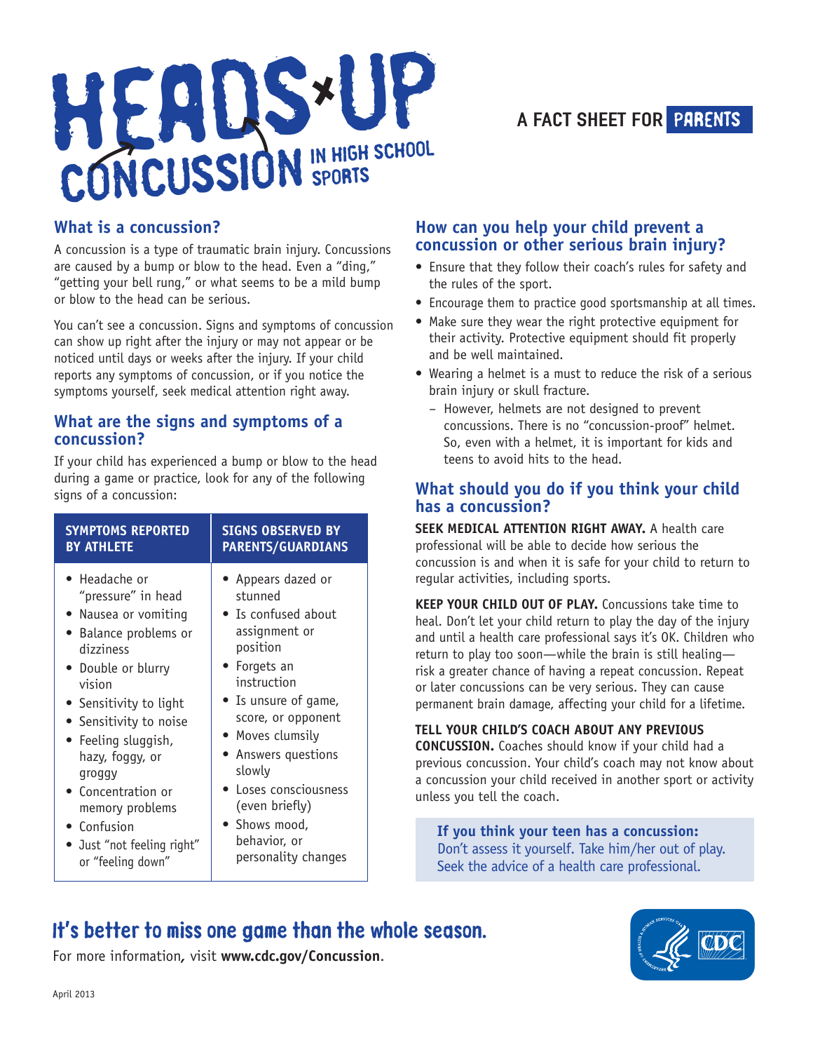# HEADS UP CONCUSSION IN HIGH SCHOOL SPORTS

## A FACT SHEET FOR PARENTS

### What is a concussion?

A concussion is a type of traumatic brain injury. Concussions are caused by a bump or blow to the head. Even a "ding," "getting your bell rung," or what seems to be a mild bump or blow to the head can be serious.

You can't see a concussion. Signs and symptoms of concussion can show up right after the injury or may not appear or be noticed until days or weeks after the injury. If your child reports any symptoms of concussion, or if you notice the symptoms yourself, seek medical attention right away.

### What are the signs and symptoms of a concussion?

If your child has experienced a bump or blow to the head during a game or practice, look for any of the following signs of a concussion:

| SYMPTOMS REPORTED BY ATHLETE | SIGNS OBSERVED BY PARENTS/GUARDIANS |
|---|---|
| • Headache or "pressure" in head<br>• Nausea or vomiting<br>• Balance problems or dizziness<br>• Double or blurry vision<br>• Sensitivity to light<br>• Sensitivity to noise<br>• Feeling sluggish, hazy, foggy, or groggy<br>• Concentration or memory problems<br>• Confusion<br>• Just "not feeling right" or "feeling down" | • Appears dazed or stunned<br>• Is confused about assignment or position<br>• Forgets an instruction<br>• Is unsure of game, score, or opponent<br>• Moves clumsily<br>• Answers questions slowly<br>• Loses consciousness (even briefly)<br>• Shows mood, behavior, or personality changes |

### How can you help your child prevent a concussion or other serious brain injury?

- Ensure that they follow their coach's rules for safety and the rules of the sport.
- Encourage them to practice good sportsmanship at all times.
- Make sure they wear the right protective equipment for their activity. Protective equipment should fit properly and be well maintained.
- Wearing a helmet is a must to reduce the risk of a serious brain injury or skull fracture.
  - However, helmets are not designed to prevent concussions. There is no "concussion-proof" helmet. So, even with a helmet, it is important for kids and teens to avoid hits to the head.

### What should you do if you think your child has a concussion?

**SEEK MEDICAL ATTENTION RIGHT AWAY.** A health care professional will be able to decide how serious the concussion is and when it is safe for your child to return to regular activities, including sports.

**KEEP YOUR CHILD OUT OF PLAY.** Concussions take time to heal. Don't let your child return to play the day of the injury and until a health care professional says it's OK. Children who return to play too soon—while the brain is still healing—risk a greater chance of having a repeat concussion. Repeat or later concussions can be very serious. They can cause permanent brain damage, affecting your child for a lifetime.

**TELL YOUR CHILD'S COACH ABOUT ANY PREVIOUS CONCUSSION.** Coaches should know if your child had a previous concussion. Your child's coach may not know about a concussion your child received in another sport or activity unless you tell the coach.

**If you think your teen has a concussion:**
Don't assess it yourself. Take him/her out of play. Seek the advice of a health care professional.

## It's better to miss one game than the whole season.

For more information, visit **www.cdc.gov/Concussion**.

April 2013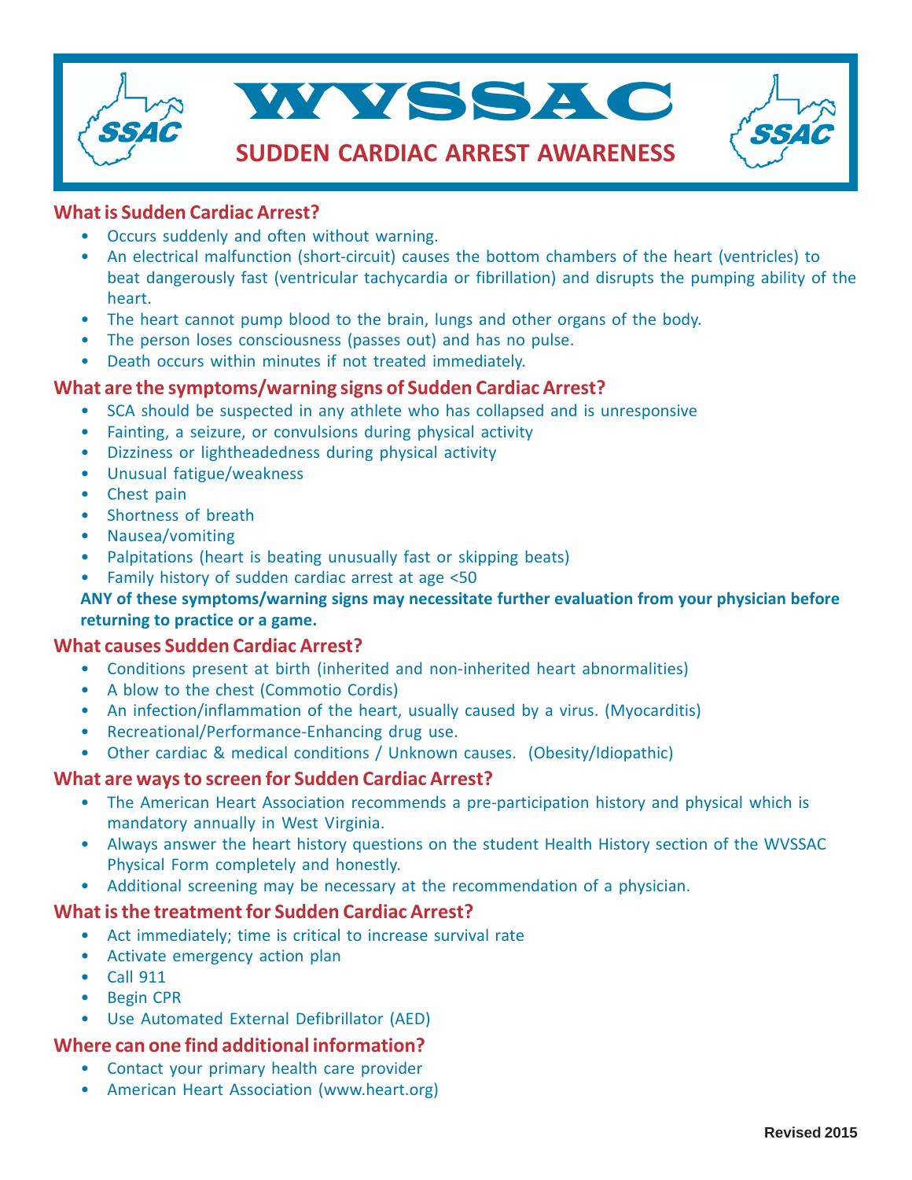# WVSSAC

## SUDDEN CARDIAC ARREST AWARENESS

### What is Sudden Cardiac Arrest?

- Occurs suddenly and often without warning.
- An electrical malfunction (short-circuit) causes the bottom chambers of the heart (ventricles) to beat dangerously fast (ventricular tachycardia or fibrillation) and disrupts the pumping ability of the heart.
- The heart cannot pump blood to the brain, lungs and other organs of the body.
- The person loses consciousness (passes out) and has no pulse.
- Death occurs within minutes if not treated immediately.

### What are the symptoms/warning signs of Sudden Cardiac Arrest?

- SCA should be suspected in any athlete who has collapsed and is unresponsive
- Fainting, a seizure, or convulsions during physical activity
- Dizziness or lightheadedness during physical activity
- Unusual fatigue/weakness
- Chest pain
- Shortness of breath
- Nausea/vomiting
- Palpitations (heart is beating unusually fast or skipping beats)
- Family history of sudden cardiac arrest at age <50

**ANY of these symptoms/warning signs may necessitate further evaluation from your physician before returning to practice or a game.**

### What causes Sudden Cardiac Arrest?

- Conditions present at birth (inherited and non-inherited heart abnormalities)
- A blow to the chest (Commotio Cordis)
- An infection/inflammation of the heart, usually caused by a virus. (Myocarditis)
- Recreational/Performance-Enhancing drug use.
- Other cardiac & medical conditions / Unknown causes. (Obesity/Idiopathic)

### What are ways to screen for Sudden Cardiac Arrest?

- The American Heart Association recommends a pre-participation history and physical which is mandatory annually in West Virginia.
- Always answer the heart history questions on the student Health History section of the WVSSAC Physical Form completely and honestly.
- Additional screening may be necessary at the recommendation of a physician.

### What is the treatment for Sudden Cardiac Arrest?

- Act immediately; time is critical to increase survival rate
- Activate emergency action plan
- Call 911
- Begin CPR
- Use Automated External Defibrillator (AED)

### Where can one find additional information?

- Contact your primary health care provider
- American Heart Association (www.heart.org)

**Revised 2015**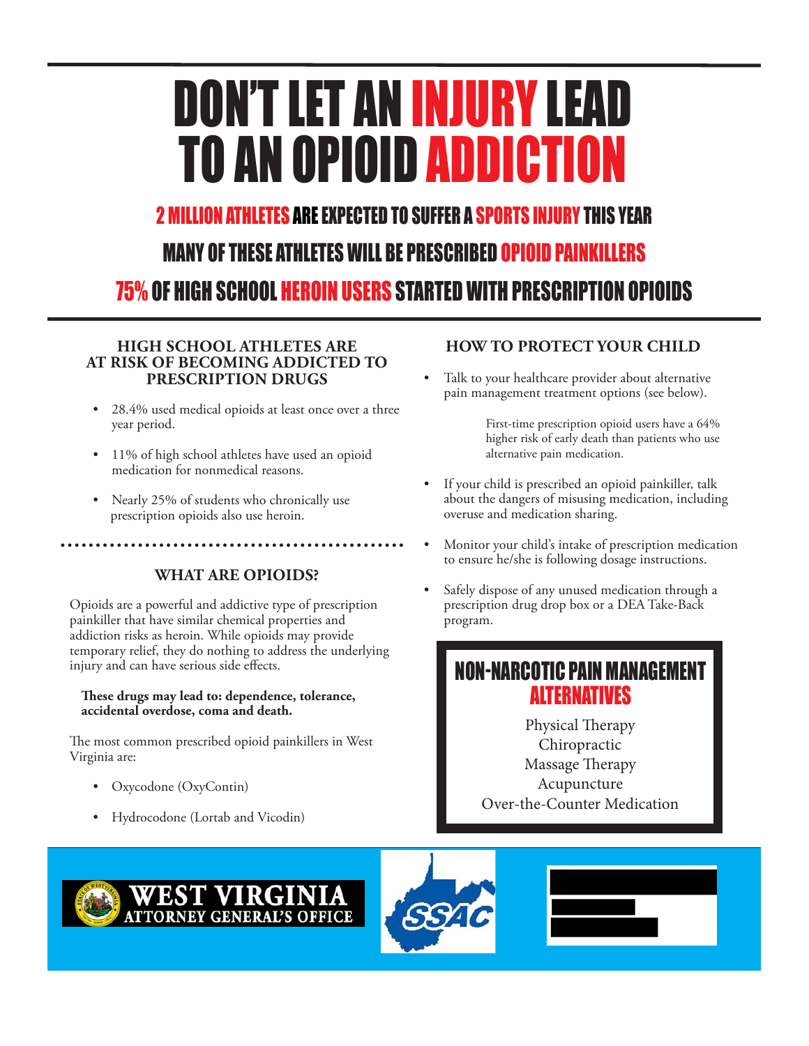# DON'T LET AN INJURY LEAD TO AN OPIOID ADDICTION

**2 MILLION ATHLETES ARE EXPECTED TO SUFFER A SPORTS INJURY THIS YEAR**

**MANY OF THESE ATHLETES WILL BE PRESCRIBED OPIOID PAINKILLERS**

**75% OF HIGH SCHOOL HEROIN USERS STARTED WITH PRESCRIPTION OPIOIDS**

## HIGH SCHOOL ATHLETES ARE AT RISK OF BECOMING ADDICTED TO PRESCRIPTION DRUGS

- 28.4% used medical opioids at least once over a three year period.
- 11% of high school athletes have used an opioid medication for nonmedical reasons.
- Nearly 25% of students who chronically use prescription opioids also use heroin.

## WHAT ARE OPIOIDS?

Opioids are a powerful and addictive type of prescription painkiller that have similar chemical properties and addiction risks as heroin. While opioids may provide temporary relief, they do nothing to address the underlying injury and can have serious side effects.

**These drugs may lead to: dependence, tolerance, accidental overdose, coma and death.**

The most common prescribed opioid painkillers in West Virginia are:

- Oxycodone (OxyContin)
- Hydrocodone (Lortab and Vicodin)

## HOW TO PROTECT YOUR CHILD

- Talk to your healthcare provider about alternative pain management treatment options (see below).

  First-time prescription opioid users have a 64% higher risk of early death than patients who use alternative pain medication.

- If your child is prescribed an opioid painkiller, talk about the dangers of misusing medication, including overuse and medication sharing.
- Monitor your child's intake of prescription medication to ensure he/she is following dosage instructions.
- Safely dispose of any unused medication through a prescription drug drop box or a DEA Take-Back program.

## NON-NARCOTIC PAIN MANAGEMENT ALTERNATIVES

Physical Therapy
Chiropractic
Massage Therapy
Acupuncture
Over-the-Counter Medication

WEST VIRGINIA ATTORNEY GENERAL'S OFFICE

SSAC